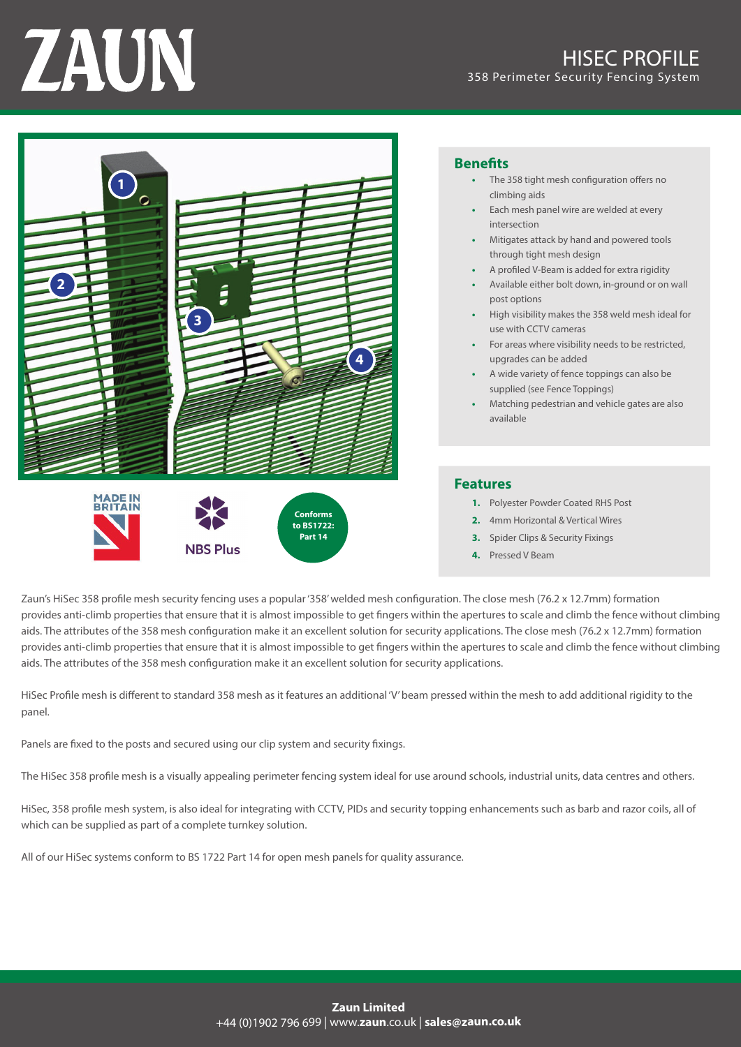# ZAUN

## HISEC PROFILE

358 Perimeter Security Fencing System

MADE IN BRITAIN

NBS Plus

Conforms to BS1722: Part 14

### Benefits

- The 358 tight mesh configuration offers no climbing aids
- Each mesh panel wire are welded at every intersection
- Mitigates attack by hand and powered tools through tight mesh design
- A profiled V-Beam is added for extra rigidity
- Available either bolt down, in-ground or on wall post options
- High visibility makes the 358 weld mesh ideal for use with CCTV cameras
- For areas where visibility needs to be restricted, upgrades can be added
- A wide variety of fence toppings can also be supplied (see Fence Toppings)
- Matching pedestrian and vehicle gates are also available

### Features

1. Polyester Powder Coated RHS Post
2. 4mm Horizontal & Vertical Wires
3. Spider Clips & Security Fixings
4. Pressed V Beam

Zaun's HiSec 358 profile mesh security fencing uses a popular '358' welded mesh configuration. The close mesh (76.2 x 12.7mm) formation provides anti-climb properties that ensure that it is almost impossible to get fingers within the apertures to scale and climb the fence without climbing aids. The attributes of the 358 mesh configuration make it an excellent solution for security applications. The close mesh (76.2 x 12.7mm) formation provides anti-climb properties that ensure that it is almost impossible to get fingers within the apertures to scale and climb the fence without climbing aids. The attributes of the 358 mesh configuration make it an excellent solution for security applications.

HiSec Profile mesh is different to standard 358 mesh as it features an additional 'V' beam pressed within the mesh to add additional rigidity to the panel.

Panels are fixed to the posts and secured using our clip system and security fixings.

The HiSec 358 profile mesh is a visually appealing perimeter fencing system ideal for use around schools, industrial units, data centres and others.

HiSec, 358 profile mesh system, is also ideal for integrating with CCTV, PIDs and security topping enhancements such as barb and razor coils, all of which can be supplied as part of a complete turnkey solution.

All of our HiSec systems conform to BS 1722 Part 14 for open mesh panels for quality assurance.

**Zaun Limited**
+44 (0)1902 796 699 | www.**zaun**.co.uk | **sales@zaun.co.uk**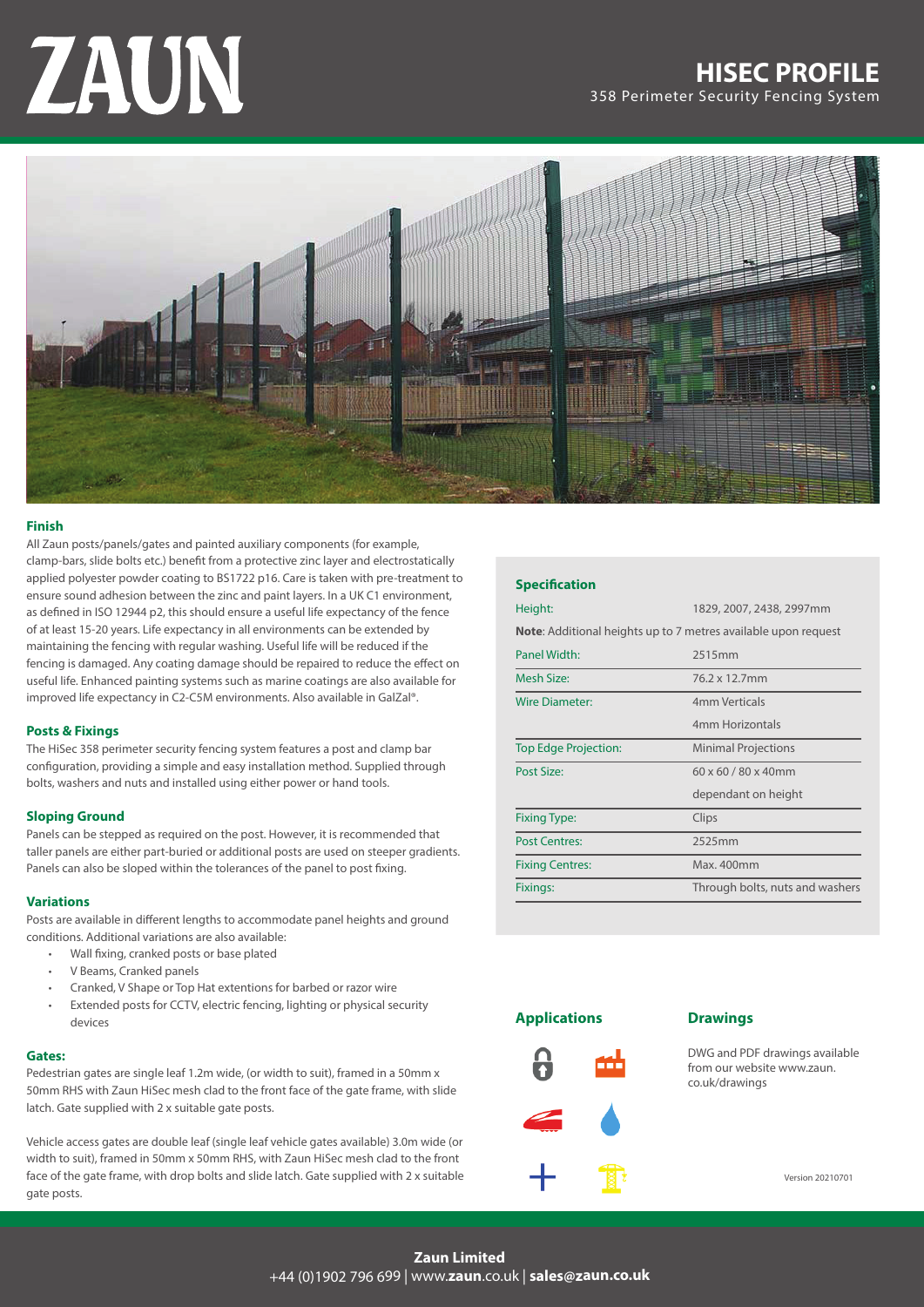# ZAUN

## HISEC PROFILE
358 Perimeter Security Fencing System

### Finish

All Zaun posts/panels/gates and painted auxiliary components (for example, clamp-bars, slide bolts etc.) benefit from a protective zinc layer and electrostatically applied polyester powder coating to BS1722 p16. Care is taken with pre-treatment to ensure sound adhesion between the zinc and paint layers. In a UK C1 environment, as defined in ISO 12944 p2, this should ensure a useful life expectancy of the fence of at least 15-20 years. Life expectancy in all environments can be extended by maintaining the fencing with regular washing. Useful life will be reduced if the fencing is damaged. Any coating damage should be repaired to reduce the effect on useful life. Enhanced painting systems such as marine coatings are also available for improved life expectancy in C2-C5M environments. Also available in GalZal®.

### Posts & Fixings

The HiSec 358 perimeter security fencing system features a post and clamp bar configuration, providing a simple and easy installation method. Supplied through bolts, washers and nuts and installed using either power or hand tools.

### Sloping Ground

Panels can be stepped as required on the post. However, it is recommended that taller panels are either part-buried or additional posts are used on steeper gradients. Panels can also be sloped within the tolerances of the panel to post fixing.

### Variations

Posts are available in different lengths to accommodate panel heights and ground conditions. Additional variations are also available:

- Wall fixing, cranked posts or base plated
- V Beams, Cranked panels
- Cranked, V Shape or Top Hat extentions for barbed or razor wire
- Extended posts for CCTV, electric fencing, lighting or physical security devices

### Gates:

Pedestrian gates are single leaf 1.2m wide, (or width to suit), framed in a 50mm x 50mm RHS with Zaun HiSec mesh clad to the front face of the gate frame, with slide latch. Gate supplied with 2 x suitable gate posts.

Vehicle access gates are double leaf (single leaf vehicle gates available) 3.0m wide (or width to suit), framed in 50mm x 50mm RHS, with Zaun HiSec mesh clad to the front face of the gate frame, with drop bolts and slide latch. Gate supplied with 2 x suitable gate posts.

### Specification

| | |
|---|---|
| Height: | 1829, 2007, 2438, 2997mm |
| **Note**: Additional heights up to 7 metres available upon request | |
| Panel Width: | 2515mm |
| Mesh Size: | 76.2 x 12.7mm |
| Wire Diameter: | 4mm Verticals<br>4mm Horizontals |
| Top Edge Projection: | Minimal Projections |
| Post Size: | 60 x 60 / 80 x 40mm<br>dependant on height |
| Fixing Type: | Clips |
| Post Centres: | 2525mm |
| Fixing Centres: | Max. 400mm |
| Fixings: | Through bolts, nuts and washers |

### Applications

### Drawings

DWG and PDF drawings available from our website www.zaun.co.uk/drawings

Version 20210701

**Zaun Limited**
+44 (0)1902 796 699 | www.**zaun**.co.uk | **sales@zaun.co.uk**